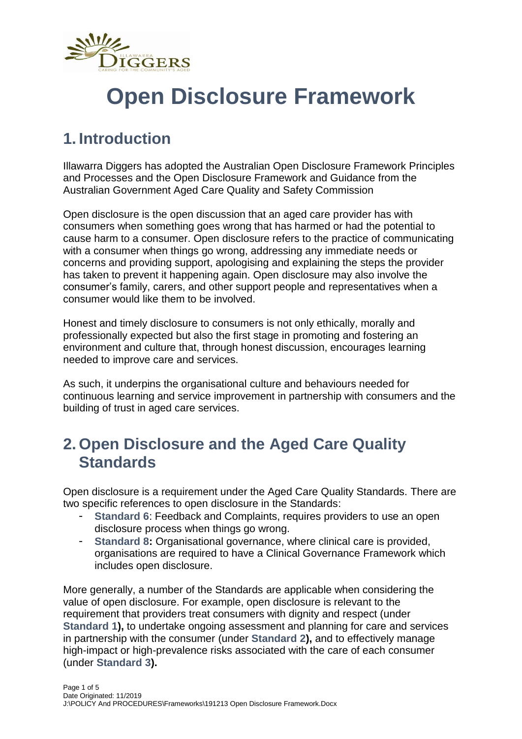# Open Disclosure Framework

## 1. Introduction

Illawarra Diggers has adopted the Australian Open Disclosure Framework Principles and Processes and the Open Disclosure Framework and Guidance from the Australian Government Aged Care Quality and Safety Commission

Open disclosure is the open discussion that an aged care provider has with consumers when something goes wrong that has harmed or had the potential to cause harm to a consumer. Open disclosure refers to the practice of communicating with a consumer when things go wrong, addressing any immediate needs or concerns and providing support, apologising and explaining the steps the provider has taken to prevent it happening again. Open disclosure may also involve the consumer's family, carers, and other support people and representatives when a consumer would like them to be involved.

Honest and timely disclosure to consumers is not only ethically, morally and professionally expected but also the first stage in promoting and fostering an environment and culture that, through honest discussion, encourages learning needed to improve care and services.

As such, it underpins the organisational culture and behaviours needed for continuous learning and service improvement in partnership with consumers and the building of trust in aged care services.

## 2. Open Disclosure and the Aged Care Quality Standards

Open disclosure is a requirement under the Aged Care Quality Standards. There are two specific references to open disclosure in the Standards:

- **Standard 6**: Feedback and Complaints, requires providers to use an open disclosure process when things go wrong.
- **Standard 8:** Organisational governance, where clinical care is provided, organisations are required to have a Clinical Governance Framework which includes open disclosure.

More generally, a number of the Standards are applicable when considering the value of open disclosure. For example, open disclosure is relevant to the requirement that providers treat consumers with dignity and respect (under **Standard 1),** to undertake ongoing assessment and planning for care and services in partnership with the consumer (under **Standard 2),** and to effectively manage high-impact or high-prevalence risks associated with the care of each consumer (under **Standard 3).**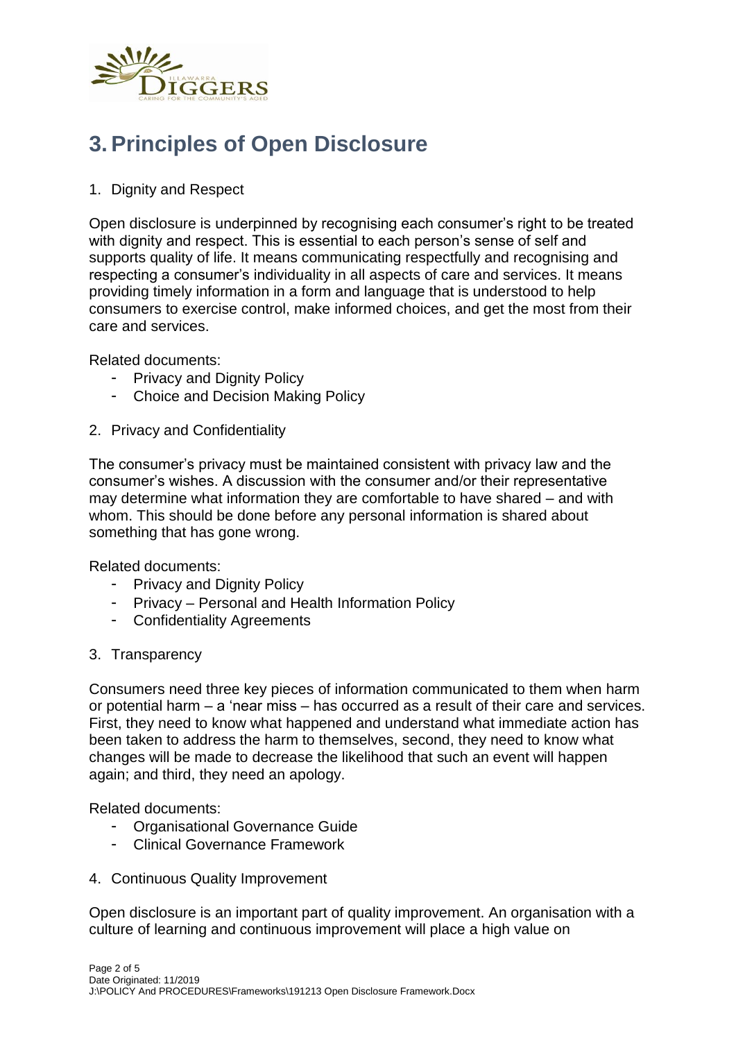# 3. Principles of Open Disclosure

1. Dignity and Respect

Open disclosure is underpinned by recognising each consumer's right to be treated with dignity and respect. This is essential to each person's sense of self and supports quality of life. It means communicating respectfully and recognising and respecting a consumer's individuality in all aspects of care and services. It means providing timely information in a form and language that is understood to help consumers to exercise control, make informed choices, and get the most from their care and services.

Related documents:

- Privacy and Dignity Policy
- Choice and Decision Making Policy

2. Privacy and Confidentiality

The consumer's privacy must be maintained consistent with privacy law and the consumer's wishes. A discussion with the consumer and/or their representative may determine what information they are comfortable to have shared – and with whom. This should be done before any personal information is shared about something that has gone wrong.

Related documents:

- Privacy and Dignity Policy
- Privacy – Personal and Health Information Policy
- Confidentiality Agreements

3. Transparency

Consumers need three key pieces of information communicated to them when harm or potential harm – a 'near miss – has occurred as a result of their care and services. First, they need to know what happened and understand what immediate action has been taken to address the harm to themselves, second, they need to know what changes will be made to decrease the likelihood that such an event will happen again; and third, they need an apology.

Related documents:

- Organisational Governance Guide
- Clinical Governance Framework

4. Continuous Quality Improvement

Open disclosure is an important part of quality improvement. An organisation with a culture of learning and continuous improvement will place a high value on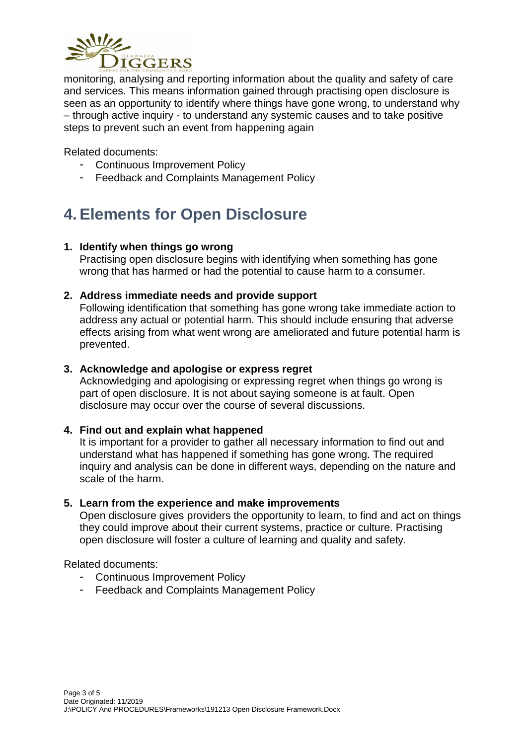monitoring, analysing and reporting information about the quality and safety of care and services. This means information gained through practising open disclosure is seen as an opportunity to identify where things have gone wrong, to understand why – through active inquiry - to understand any systemic causes and to take positive steps to prevent such an event from happening again

Related documents:

- Continuous Improvement Policy
- Feedback and Complaints Management Policy

# 4. Elements for Open Disclosure

1. **Identify when things go wrong**
   Practising open disclosure begins with identifying when something has gone wrong that has harmed or had the potential to cause harm to a consumer.

2. **Address immediate needs and provide support**
   Following identification that something has gone wrong take immediate action to address any actual or potential harm. This should include ensuring that adverse effects arising from what went wrong are ameliorated and future potential harm is prevented.

3. **Acknowledge and apologise or express regret**
   Acknowledging and apologising or expressing regret when things go wrong is part of open disclosure. It is not about saying someone is at fault. Open disclosure may occur over the course of several discussions.

4. **Find out and explain what happened**
   It is important for a provider to gather all necessary information to find out and understand what has happened if something has gone wrong. The required inquiry and analysis can be done in different ways, depending on the nature and scale of the harm.

5. **Learn from the experience and make improvements**
   Open disclosure gives providers the opportunity to learn, to find and act on things they could improve about their current systems, practice or culture. Practising open disclosure will foster a culture of learning and quality and safety.

Related documents:

- Continuous Improvement Policy
- Feedback and Complaints Management Policy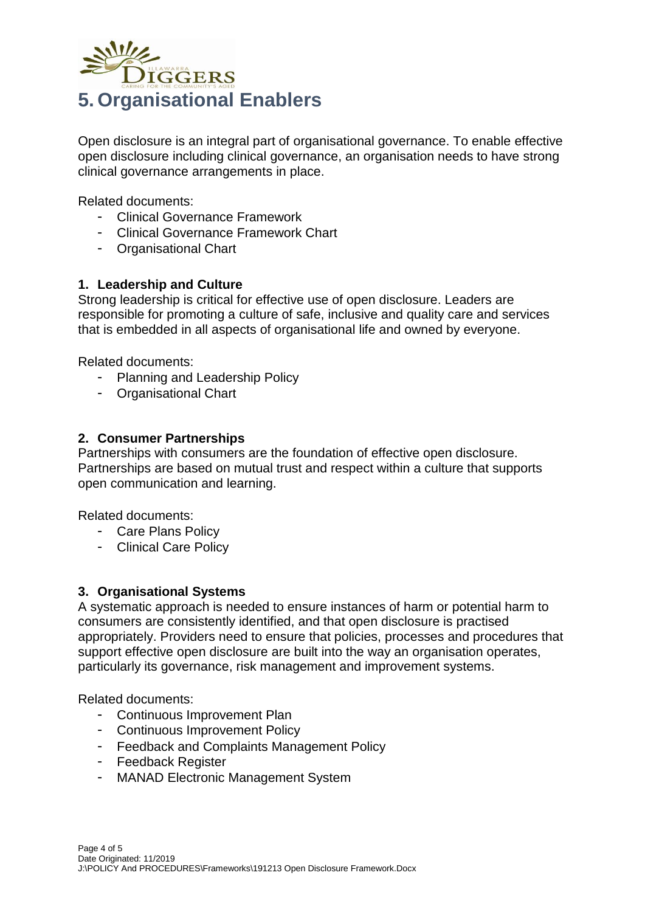# 5. Organisational Enablers

Open disclosure is an integral part of organisational governance. To enable effective open disclosure including clinical governance, an organisation needs to have strong clinical governance arrangements in place.

Related documents:

- Clinical Governance Framework
- Clinical Governance Framework Chart
- Organisational Chart

## 1. Leadership and Culture

Strong leadership is critical for effective use of open disclosure. Leaders are responsible for promoting a culture of safe, inclusive and quality care and services that is embedded in all aspects of organisational life and owned by everyone.

Related documents:

- Planning and Leadership Policy
- Organisational Chart

## 2. Consumer Partnerships

Partnerships with consumers are the foundation of effective open disclosure. Partnerships are based on mutual trust and respect within a culture that supports open communication and learning.

Related documents:

- Care Plans Policy
- Clinical Care Policy

## 3. Organisational Systems

A systematic approach is needed to ensure instances of harm or potential harm to consumers are consistently identified, and that open disclosure is practised appropriately. Providers need to ensure that policies, processes and procedures that support effective open disclosure are built into the way an organisation operates, particularly its governance, risk management and improvement systems.

Related documents:

- Continuous Improvement Plan
- Continuous Improvement Policy
- Feedback and Complaints Management Policy
- Feedback Register
- MANAD Electronic Management System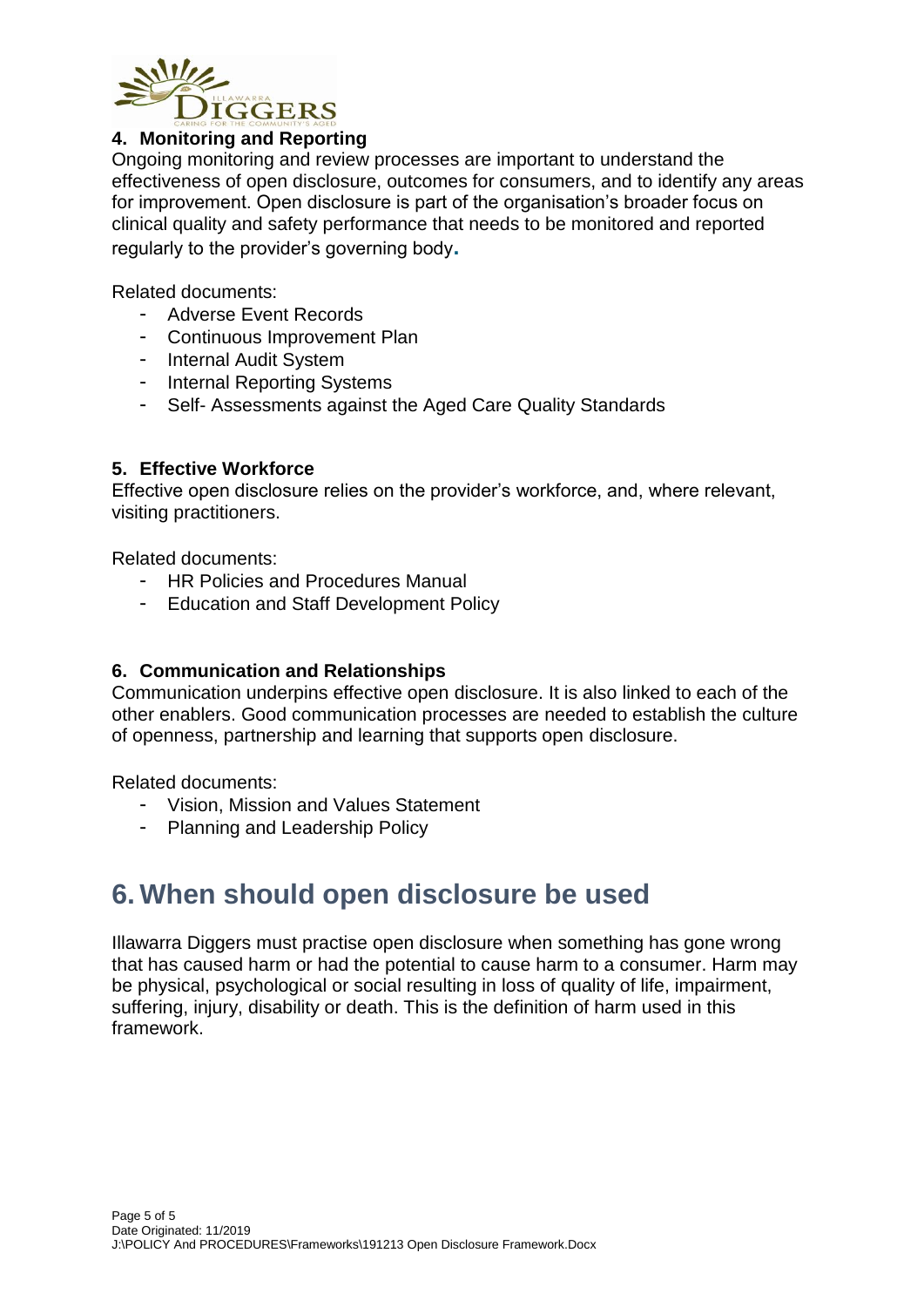#### 4. Monitoring and Reporting

Ongoing monitoring and review processes are important to understand the effectiveness of open disclosure, outcomes for consumers, and to identify any areas for improvement. Open disclosure is part of the organisation's broader focus on clinical quality and safety performance that needs to be monitored and reported regularly to the provider's governing body.

Related documents:

- Adverse Event Records
- Continuous Improvement Plan
- Internal Audit System
- Internal Reporting Systems
- Self- Assessments against the Aged Care Quality Standards

#### 5. Effective Workforce

Effective open disclosure relies on the provider's workforce, and, where relevant, visiting practitioners.

Related documents:

- HR Policies and Procedures Manual
- Education and Staff Development Policy

#### 6. Communication and Relationships

Communication underpins effective open disclosure. It is also linked to each of the other enablers. Good communication processes are needed to establish the culture of openness, partnership and learning that supports open disclosure.

Related documents:

- Vision, Mission and Values Statement
- Planning and Leadership Policy

## 6. When should open disclosure be used

Illawarra Diggers must practise open disclosure when something has gone wrong that has caused harm or had the potential to cause harm to a consumer. Harm may be physical, psychological or social resulting in loss of quality of life, impairment, suffering, injury, disability or death. This is the definition of harm used in this framework.